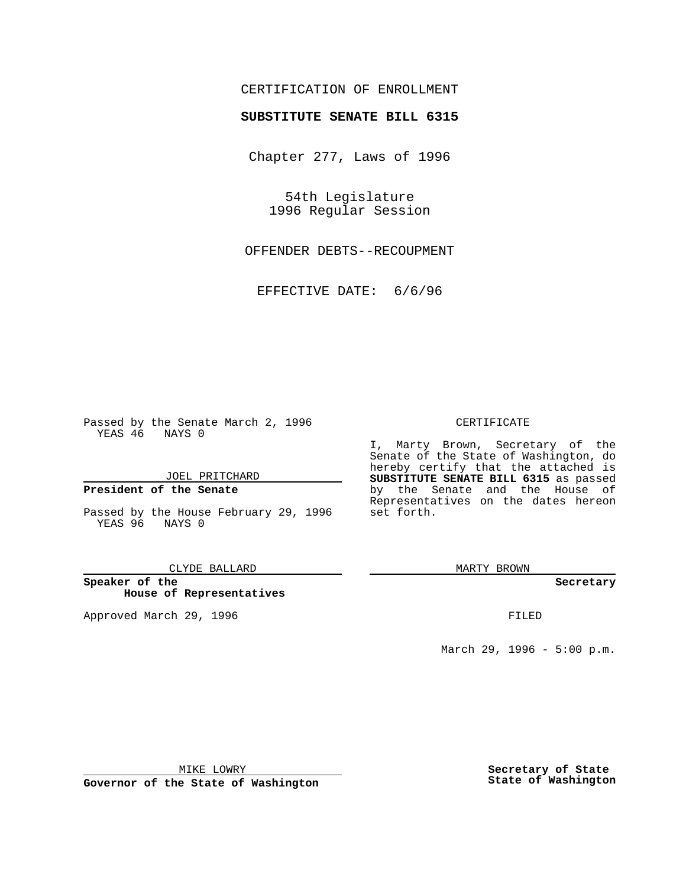CERTIFICATION OF ENROLLMENT

**SUBSTITUTE SENATE BILL 6315**

Chapter 277, Laws of 1996

54th Legislature
1996 Regular Session

OFFENDER DEBTS--RECOUPMENT

EFFECTIVE DATE: 6/6/96

Passed by the Senate March 2, 1996
YEAS 46 NAYS 0

JOEL PRITCHARD

**President of the Senate**

Passed by the House February 29, 1996
YEAS 96 NAYS 0

CLYDE BALLARD

**Speaker of the House of Representatives**

Approved March 29, 1996

CERTIFICATE

I, Marty Brown, Secretary of the Senate of the State of Washington, do hereby certify that the attached is **SUBSTITUTE SENATE BILL 6315** as passed by the Senate and the House of Representatives on the dates hereon set forth.

MARTY BROWN

**Secretary**

FILED

March 29, 1996 - 5:00 p.m.

MIKE LOWRY

**Governor of the State of Washington**

**Secretary of State**
**State of Washington**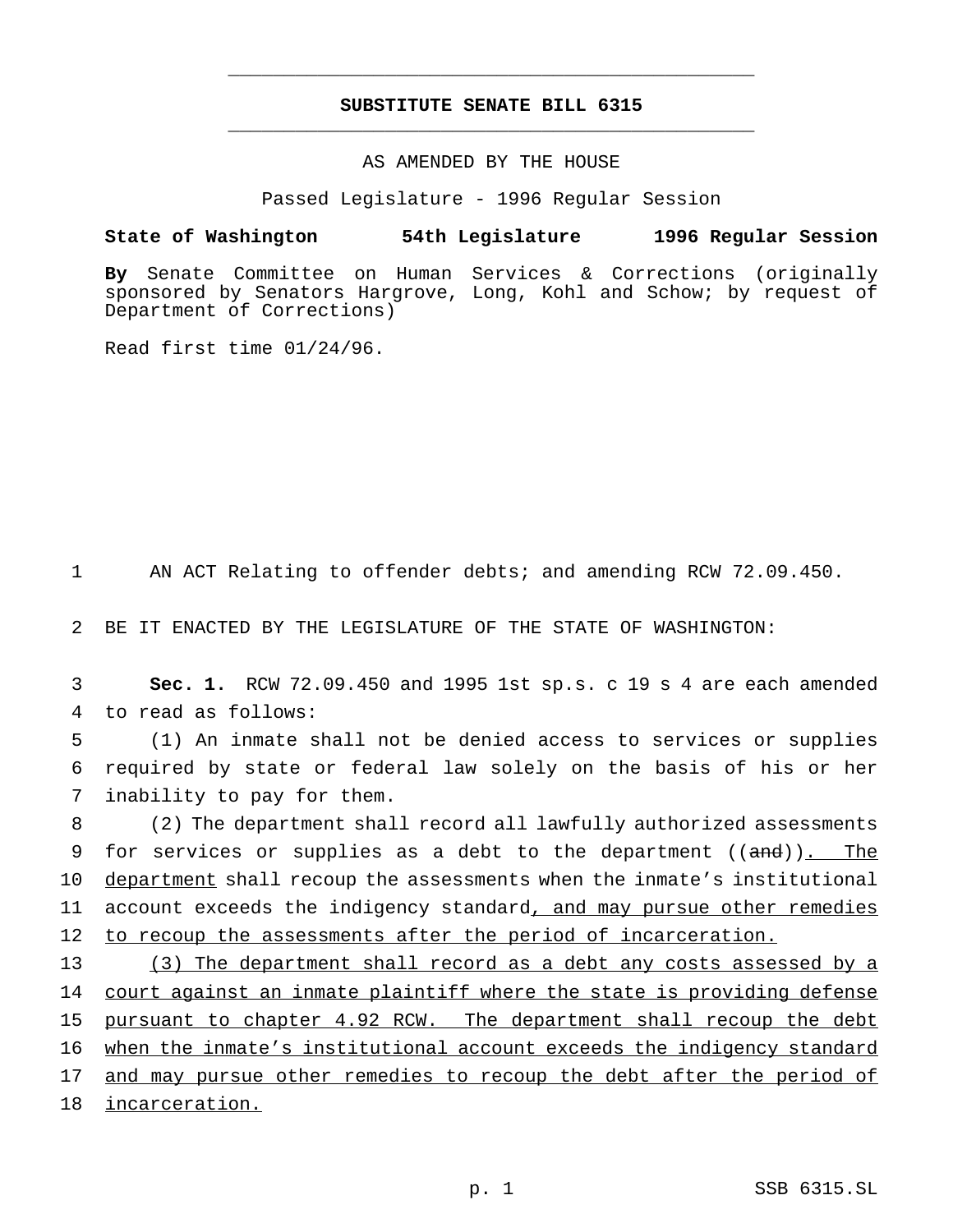**SUBSTITUTE SENATE BILL 6315**

AS AMENDED BY THE HOUSE

Passed Legislature - 1996 Regular Session

**State of Washington 54th Legislature 1996 Regular Session**

**By** Senate Committee on Human Services & Corrections (originally sponsored by Senators Hargrove, Long, Kohl and Schow; by request of Department of Corrections)

Read first time 01/24/96.

1 AN ACT Relating to offender debts; and amending RCW 72.09.450.

2 BE IT ENACTED BY THE LEGISLATURE OF THE STATE OF WASHINGTON:

3 **Sec. 1.** RCW 72.09.450 and 1995 1st sp.s. c 19 s 4 are each amended
4 to read as follows:

5 (1) An inmate shall not be denied access to services or supplies
6 required by state or federal law solely on the basis of his or her
7 inability to pay for them.

8 (2) The department shall record all lawfully authorized assessments
9 for services or supplies as a debt to the department ((~~and~~)). The
10 department shall recoup the assessments when the inmate's institutional
11 account exceeds the indigency standard, and may pursue other remedies
12 to recoup the assessments after the period of incarceration.

13 (3) The department shall record as a debt any costs assessed by a
14 court against an inmate plaintiff where the state is providing defense
15 pursuant to chapter 4.92 RCW. The department shall recoup the debt
16 when the inmate's institutional account exceeds the indigency standard
17 and may pursue other remedies to recoup the debt after the period of
18 incarceration.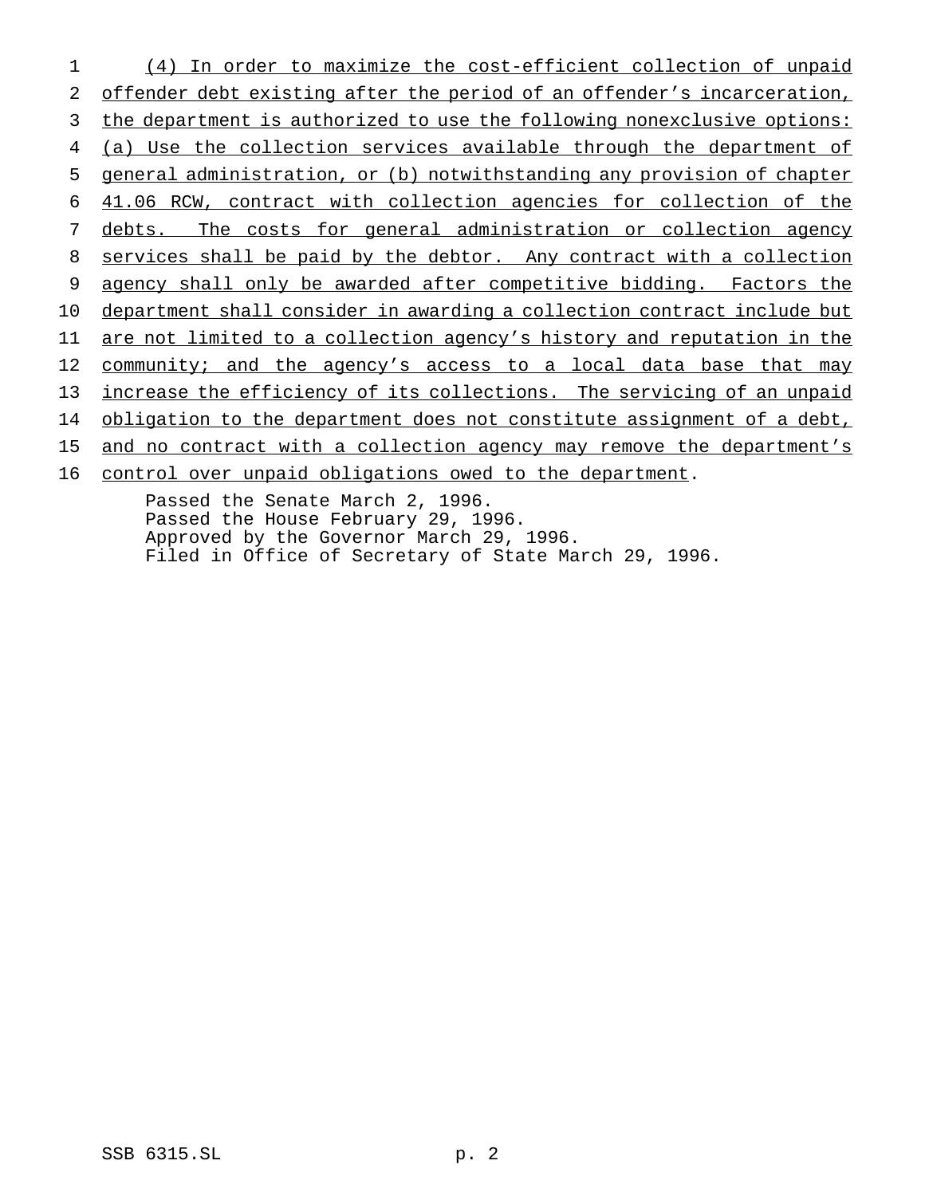(4) In order to maximize the cost-efficient collection of unpaid offender debt existing after the period of an offender's incarceration, the department is authorized to use the following nonexclusive options: (a) Use the collection services available through the department of general administration, or (b) notwithstanding any provision of chapter 41.06 RCW, contract with collection agencies for collection of the debts. The costs for general administration or collection agency services shall be paid by the debtor. Any contract with a collection agency shall only be awarded after competitive bidding. Factors the department shall consider in awarding a collection contract include but are not limited to a collection agency's history and reputation in the community; and the agency's access to a local data base that may increase the efficiency of its collections. The servicing of an unpaid obligation to the department does not constitute assignment of a debt, and no contract with a collection agency may remove the department's control over unpaid obligations owed to the department.

Passed the Senate March 2, 1996.
Passed the House February 29, 1996.
Approved by the Governor March 29, 1996.
Filed in Office of Secretary of State March 29, 1996.